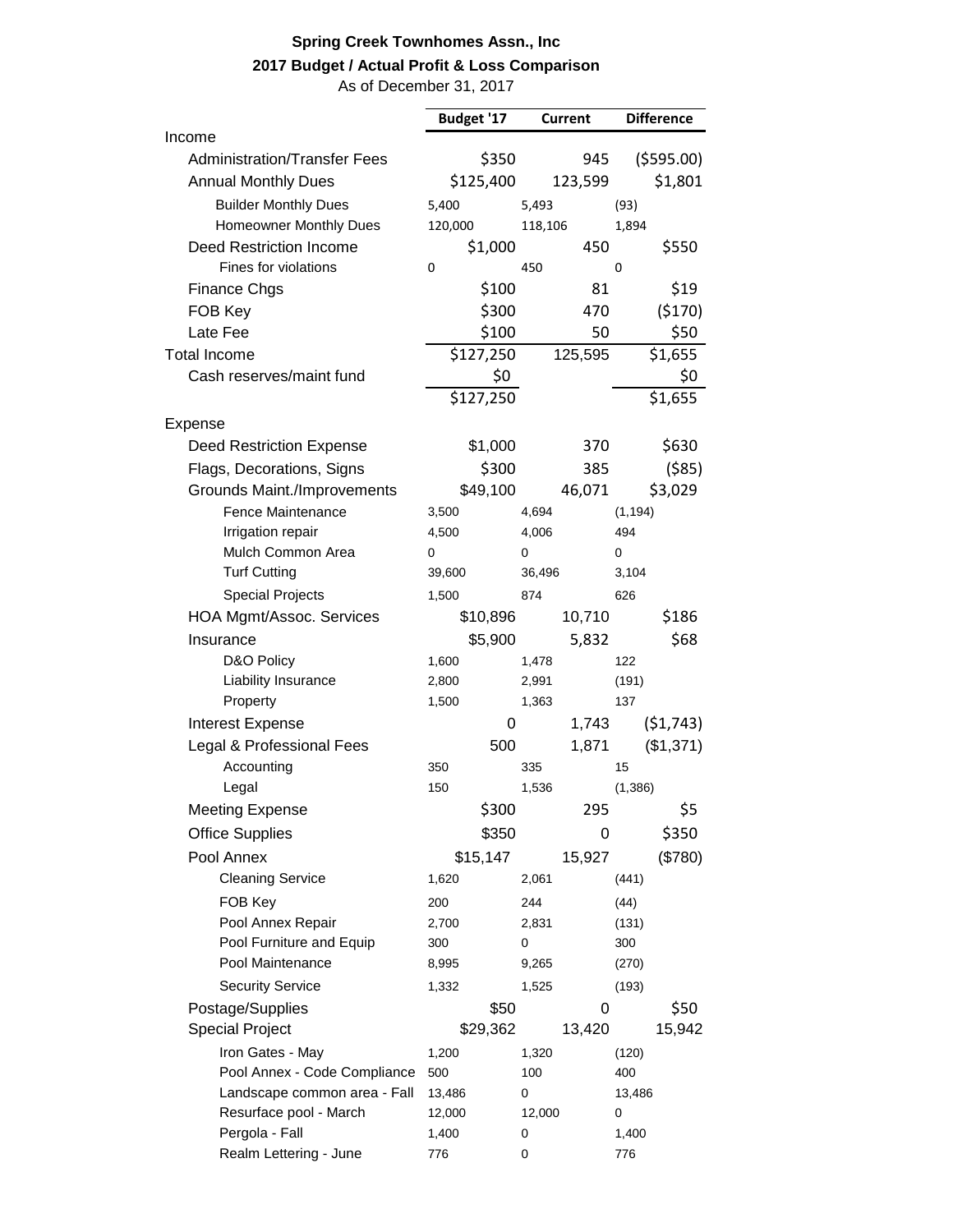**Spring Creek Townhomes Assn., Inc**

**2017 Budget / Actual Profit & Loss Comparison**

As of December 31, 2017

| | Budget '17 | Current | Difference |
|---|---|---|---|
| Income | | | |
| Administration/Transfer Fees | $350 | 945 | ($595.00) |
| Annual Monthly Dues | $125,400 | 123,599 | $1,801 |
| Builder Monthly Dues | 5,400 | 5,493 | (93) |
| Homeowner Monthly Dues | 120,000 | 118,106 | 1,894 |
| Deed Restriction Income | $1,000 | 450 | $550 |
| Fines for violations | 0 | 450 | 0 |
| Finance Chgs | $100 | 81 | $19 |
| FOB Key | $300 | 470 | ($170) |
| Late Fee | $100 | 50 | $50 |
| Total Income | $127,250 | 125,595 | $1,655 |
| Cash reserves/maint fund | $0 | | $0 |
| | $127,250 | | $1,655 |
| Expense | | | |
| Deed Restriction Expense | $1,000 | 370 | $630 |
| Flags, Decorations, Signs | $300 | 385 | ($85) |
| Grounds Maint./Improvements | $49,100 | 46,071 | $3,029 |
| Fence Maintenance | 3,500 | 4,694 | (1,194) |
| Irrigation repair | 4,500 | 4,006 | 494 |
| Mulch Common Area | 0 | 0 | 0 |
| Turf Cutting | 39,600 | 36,496 | 3,104 |
| Special Projects | 1,500 | 874 | 626 |
| HOA Mgmt/Assoc. Services | $10,896 | 10,710 | $186 |
| Insurance | $5,900 | 5,832 | $68 |
| D&O Policy | 1,600 | 1,478 | 122 |
| Liability Insurance | 2,800 | 2,991 | (191) |
| Property | 1,500 | 1,363 | 137 |
| Interest Expense | 0 | 1,743 | ($1,743) |
| Legal & Professional Fees | 500 | 1,871 | ($1,371) |
| Accounting | 350 | 335 | 15 |
| Legal | 150 | 1,536 | (1,386) |
| Meeting Expense | $300 | 295 | $5 |
| Office Supplies | $350 | 0 | $350 |
| Pool Annex | $15,147 | 15,927 | ($780) |
| Cleaning Service | 1,620 | 2,061 | (441) |
| FOB Key | 200 | 244 | (44) |
| Pool Annex Repair | 2,700 | 2,831 | (131) |
| Pool Furniture and Equip | 300 | 0 | 300 |
| Pool Maintenance | 8,995 | 9,265 | (270) |
| Security Service | 1,332 | 1,525 | (193) |
| Postage/Supplies | $50 | 0 | $50 |
| Special Project | $29,362 | 13,420 | 15,942 |
| Iron Gates - May | 1,200 | 1,320 | (120) |
| Pool Annex - Code Compliance | 500 | 100 | 400 |
| Landscape common area - Fall | 13,486 | 0 | 13,486 |
| Resurface pool - March | 12,000 | 12,000 | 0 |
| Pergola - Fall | 1,400 | 0 | 1,400 |
| Realm Lettering - June | 776 | 0 | 776 |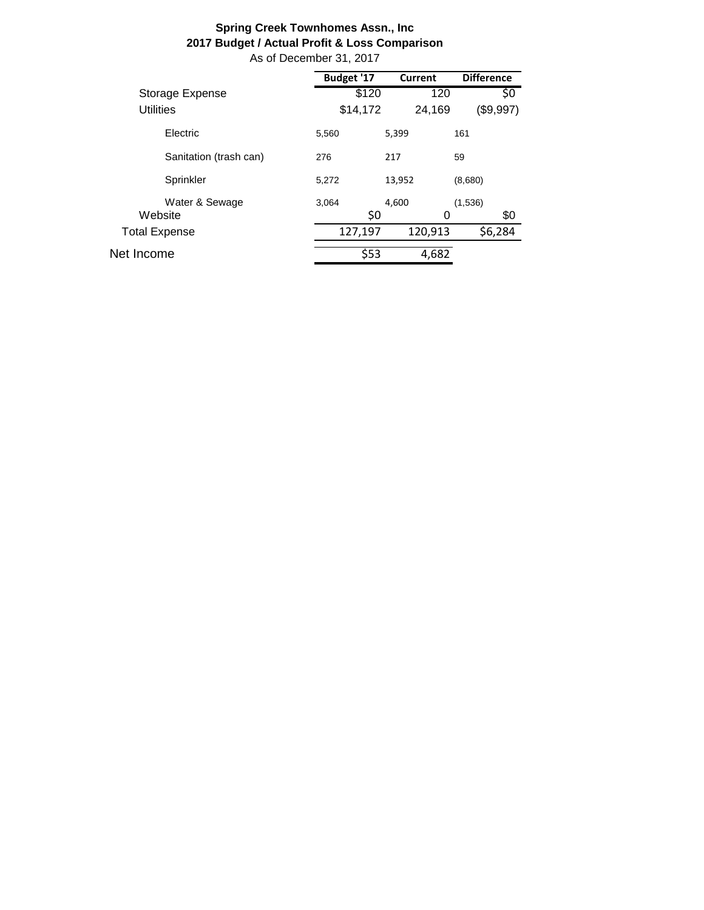**Spring Creek Townhomes Assn., Inc**
**2017 Budget / Actual Profit & Loss Comparison**
As of December 31, 2017

| | Budget '17 | Current | Difference |
|---|---|---|---|
| Storage Expense | $120 | 120 | $0 |
| Utilities | $14,172 | 24,169 | ($9,997) |
| Electric | 5,560 | 5,399 | 161 |
| Sanitation (trash can) | 276 | 217 | 59 |
| Sprinkler | 5,272 | 13,952 | (8,680) |
| Water & Sewage | 3,064 | 4,600 | (1,536) |
| Website | $0 | 0 | $0 |
| Total Expense | 127,197 | 120,913 | $6,284 |
| Net Income | $53 | 4,682 | |